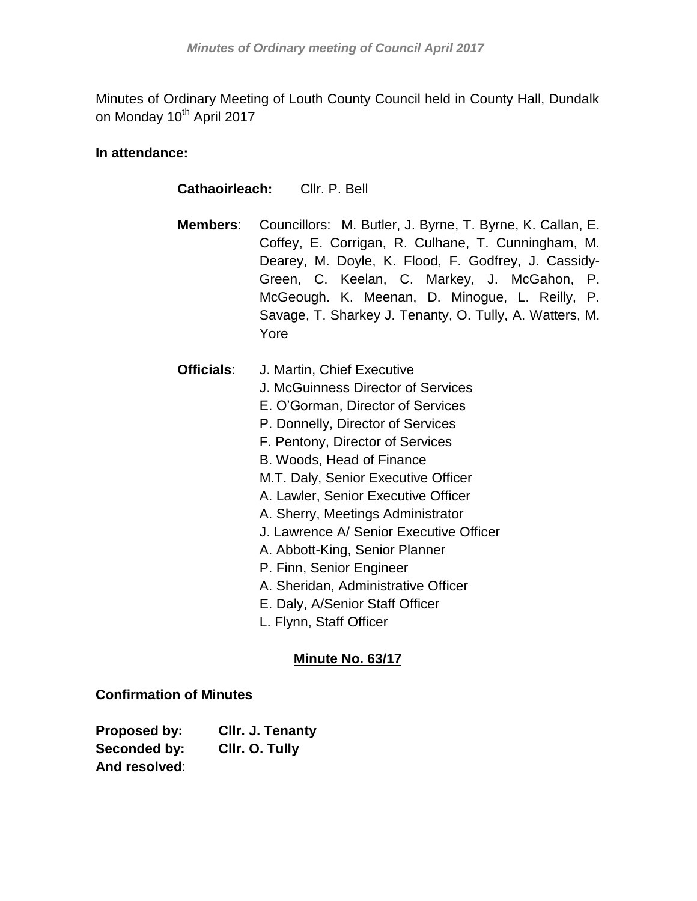Minutes of Ordinary Meeting of Louth County Council held in County Hall, Dundalk on Monday 10th April 2017

**In attendance:**

**Cathaoirleach:** Cllr. P. Bell

**Members**: Councillors: M. Butler, J. Byrne, T. Byrne, K. Callan, E. Coffey, E. Corrigan, R. Culhane, T. Cunningham, M. Dearey, M. Doyle, K. Flood, F. Godfrey, J. Cassidy-Green, C. Keelan, C. Markey, J. McGahon, P. McGeough. K. Meenan, D. Minogue, L. Reilly, P. Savage, T. Sharkey J. Tenanty, O. Tully, A. Watters, M. Yore

**Officials**:
J. Martin, Chief Executive
J. McGuinness Director of Services
E. O'Gorman, Director of Services
P. Donnelly, Director of Services
F. Pentony, Director of Services
B. Woods, Head of Finance
M.T. Daly, Senior Executive Officer
A. Lawler, Senior Executive Officer
A. Sherry, Meetings Administrator
J. Lawrence A/ Senior Executive Officer
A. Abbott-King, Senior Planner
P. Finn, Senior Engineer
A. Sheridan, Administrative Officer
E. Daly, A/Senior Staff Officer
L. Flynn, Staff Officer

## Minute No. 63/17

**Confirmation of Minutes**

**Proposed by:** **Cllr. J. Tenanty**
**Seconded by:** **Cllr. O. Tully**
**And resolved**: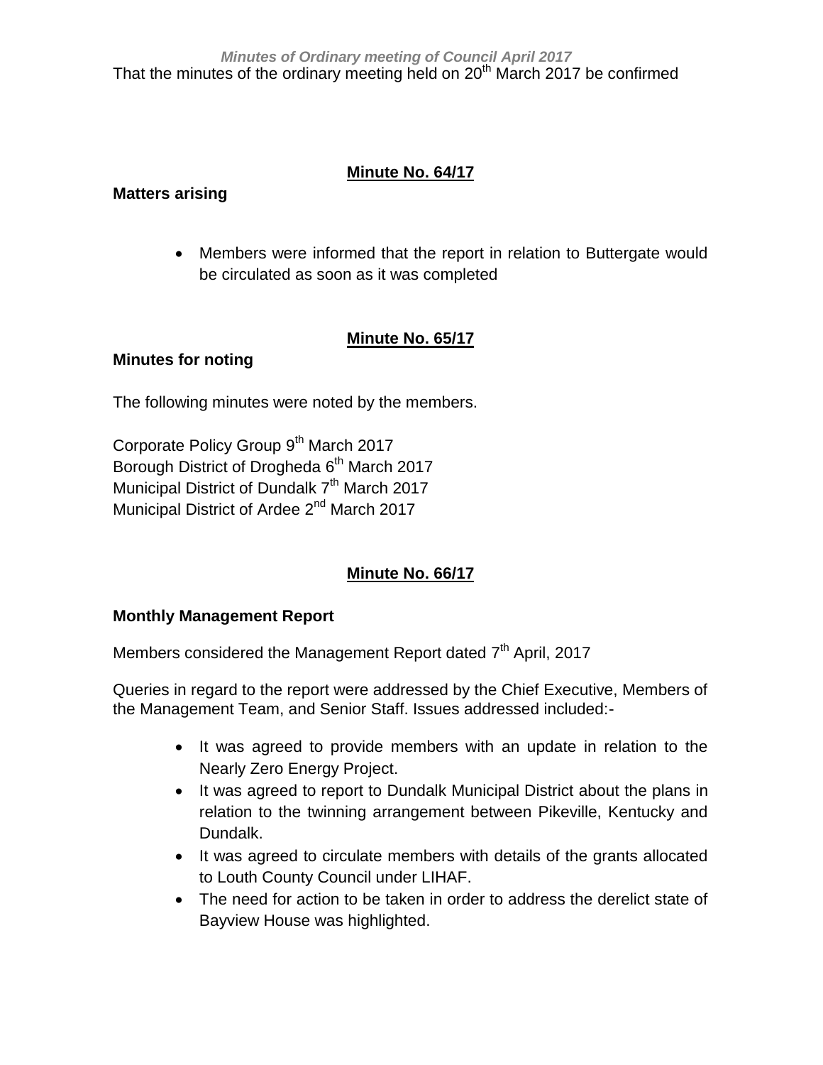That the minutes of the ordinary meeting held on 20th March 2017 be confirmed

**Minute No. 64/17**

**Matters arising**

- Members were informed that the report in relation to Buttergate would be circulated as soon as it was completed

**Minute No. 65/17**

**Minutes for noting**

The following minutes were noted by the members.

Corporate Policy Group 9th March 2017
Borough District of Drogheda 6th March 2017
Municipal District of Dundalk 7th March 2017
Municipal District of Ardee 2nd March 2017

**Minute No. 66/17**

**Monthly Management Report**

Members considered the Management Report dated 7th April, 2017

Queries in regard to the report were addressed by the Chief Executive, Members of the Management Team, and Senior Staff. Issues addressed included:-

- It was agreed to provide members with an update in relation to the Nearly Zero Energy Project.
- It was agreed to report to Dundalk Municipal District about the plans in relation to the twinning arrangement between Pikeville, Kentucky and Dundalk.
- It was agreed to circulate members with details of the grants allocated to Louth County Council under LIHAF.
- The need for action to be taken in order to address the derelict state of Bayview House was highlighted.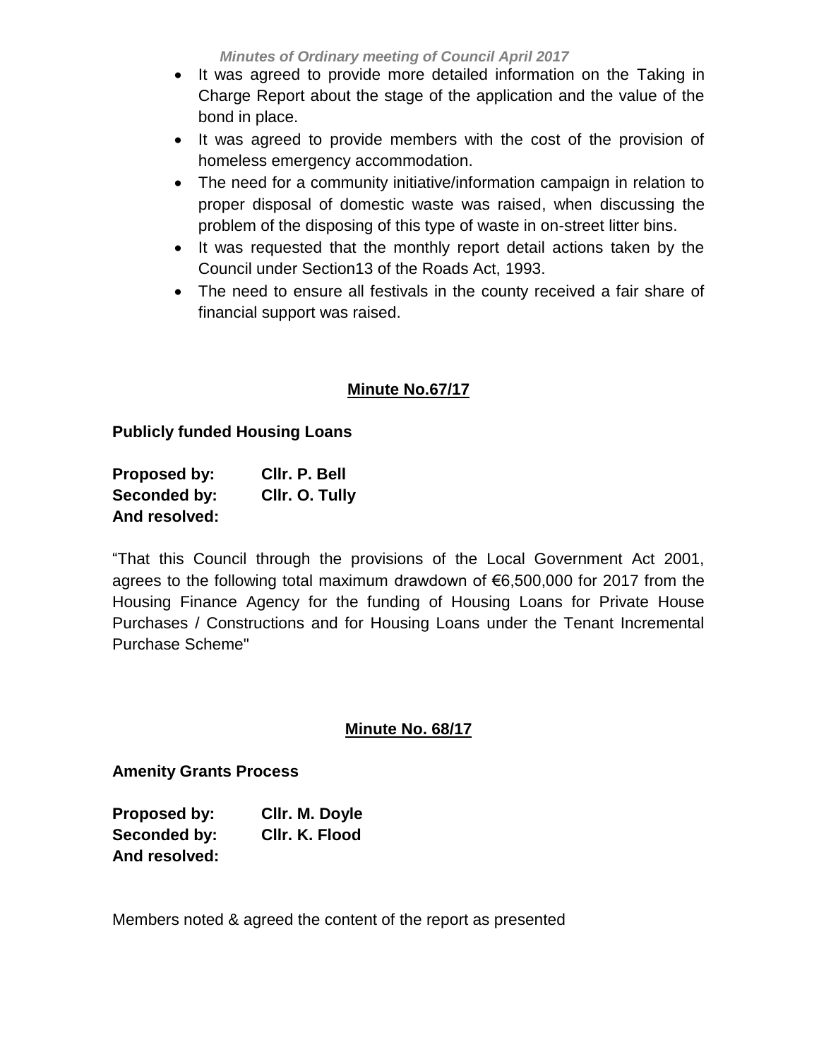- It was agreed to provide more detailed information on the Taking in Charge Report about the stage of the application and the value of the bond in place.
- It was agreed to provide members with the cost of the provision of homeless emergency accommodation.
- The need for a community initiative/information campaign in relation to proper disposal of domestic waste was raised, when discussing the problem of the disposing of this type of waste in on-street litter bins.
- It was requested that the monthly report detail actions taken by the Council under Section13 of the Roads Act, 1993.
- The need to ensure all festivals in the county received a fair share of financial support was raised.

## Minute No.67/17

**Publicly funded Housing Loans**

**Proposed by:** **Cllr. P. Bell**
**Seconded by:** **Cllr. O. Tully**
**And resolved:**

"That this Council through the provisions of the Local Government Act 2001, agrees to the following total maximum drawdown of €6,500,000 for 2017 from the Housing Finance Agency for the funding of Housing Loans for Private House Purchases / Constructions and for Housing Loans under the Tenant Incremental Purchase Scheme"

## Minute No. 68/17

**Amenity Grants Process**

**Proposed by:** **Cllr. M. Doyle**
**Seconded by:** **Cllr. K. Flood**
**And resolved:**

Members noted & agreed the content of the report as presented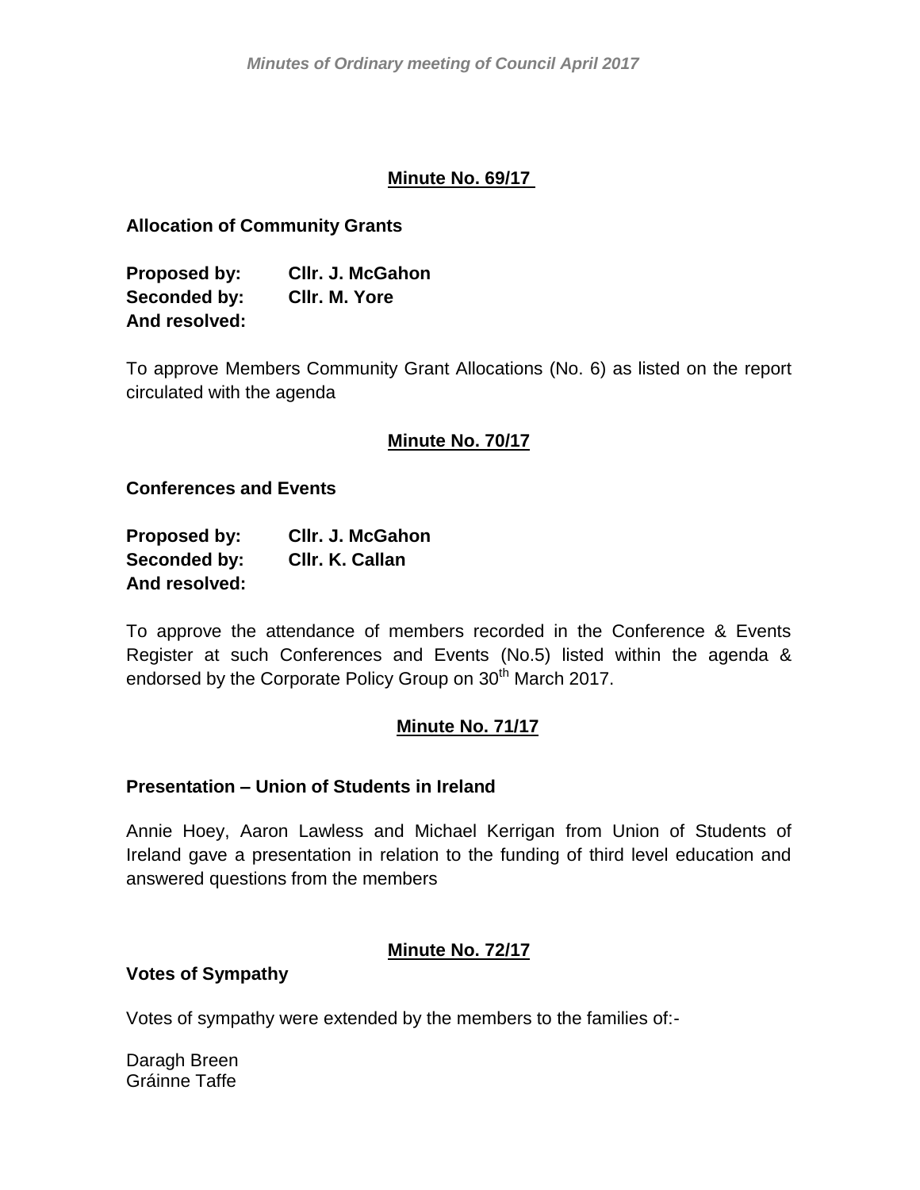## Minute No. 69/17

**Allocation of Community Grants**

**Proposed by:** **Cllr. J. McGahon**
**Seconded by:** **Cllr. M. Yore**
**And resolved:**

To approve Members Community Grant Allocations (No. 6) as listed on the report circulated with the agenda

## Minute No. 70/17

**Conferences and Events**

**Proposed by:** **Cllr. J. McGahon**
**Seconded by:** **Cllr. K. Callan**
**And resolved:**

To approve the attendance of members recorded in the Conference & Events Register at such Conferences and Events (No.5) listed within the agenda & endorsed by the Corporate Policy Group on 30th March 2017.

## Minute No. 71/17

**Presentation – Union of Students in Ireland**

Annie Hoey, Aaron Lawless and Michael Kerrigan from Union of Students of Ireland gave a presentation in relation to the funding of third level education and answered questions from the members

## Minute No. 72/17

**Votes of Sympathy**

Votes of sympathy were extended by the members to the families of:-

Daragh Breen
Gráinne Taffe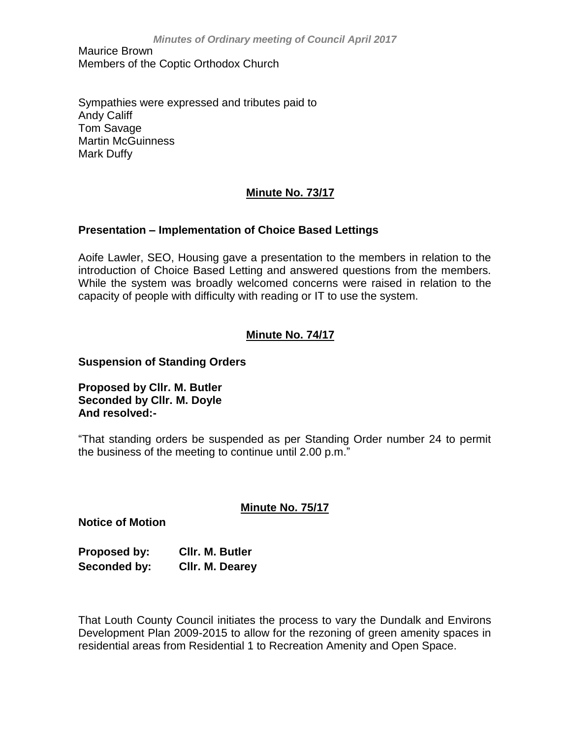Maurice Brown
Members of the Coptic Orthodox Church

Sympathies were expressed and tributes paid to
Andy Califf
Tom Savage
Martin McGuinness
Mark Duffy

**Minute No. 73/17**

**Presentation – Implementation of Choice Based Lettings**

Aoife Lawler, SEO, Housing gave a presentation to the members in relation to the introduction of Choice Based Letting and answered questions from the members. While the system was broadly welcomed concerns were raised in relation to the capacity of people with difficulty with reading or IT to use the system.

**Minute No. 74/17**

**Suspension of Standing Orders**

**Proposed by Cllr. M. Butler**
**Seconded by Cllr. M. Doyle**
**And resolved:-**

"That standing orders be suspended as per Standing Order number 24 to permit the business of the meeting to continue until 2.00 p.m."

**Minute No. 75/17**

**Notice of Motion**

**Proposed by:** **Cllr. M. Butler**
**Seconded by:** **Cllr. M. Dearey**

That Louth County Council initiates the process to vary the Dundalk and Environs Development Plan 2009-2015 to allow for the rezoning of green amenity spaces in residential areas from Residential 1 to Recreation Amenity and Open Space.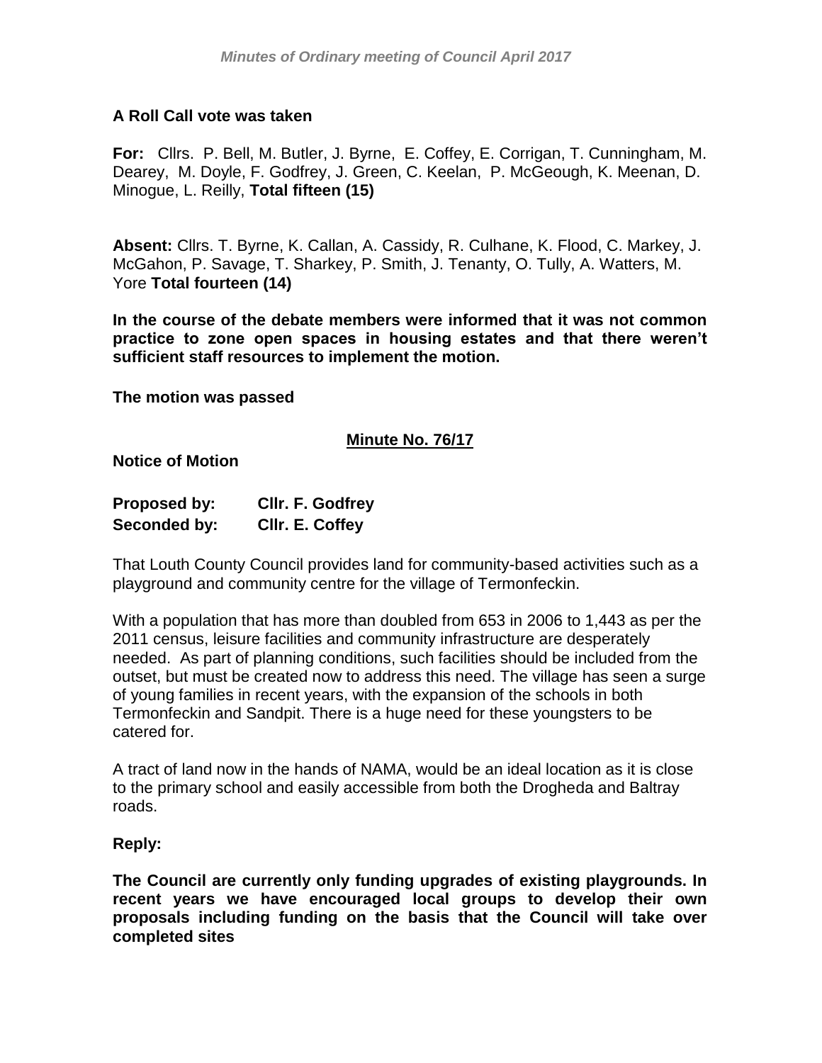**A Roll Call vote was taken**

**For:** Cllrs. P. Bell, M. Butler, J. Byrne, E. Coffey, E. Corrigan, T. Cunningham, M. Dearey, M. Doyle, F. Godfrey, J. Green, C. Keelan, P. McGeough, K. Meenan, D. Minogue, L. Reilly, **Total fifteen (15)**

**Absent:** Cllrs. T. Byrne, K. Callan, A. Cassidy, R. Culhane, K. Flood, C. Markey, J. McGahon, P. Savage, T. Sharkey, P. Smith, J. Tenanty, O. Tully, A. Watters, M. Yore **Total fourteen (14)**

**In the course of the debate members were informed that it was not common practice to zone open spaces in housing estates and that there weren't sufficient staff resources to implement the motion.**

**The motion was passed**

**Minute No. 76/17**

**Notice of Motion**

**Proposed by:** **Cllr. F. Godfrey**
**Seconded by:** **Cllr. E. Coffey**

That Louth County Council provides land for community-based activities such as a playground and community centre for the village of Termonfeckin.

With a population that has more than doubled from 653 in 2006 to 1,443 as per the 2011 census, leisure facilities and community infrastructure are desperately needed. As part of planning conditions, such facilities should be included from the outset, but must be created now to address this need. The village has seen a surge of young families in recent years, with the expansion of the schools in both Termonfeckin and Sandpit. There is a huge need for these youngsters to be catered for.

A tract of land now in the hands of NAMA, would be an ideal location as it is close to the primary school and easily accessible from both the Drogheda and Baltray roads.

**Reply:**

**The Council are currently only funding upgrades of existing playgrounds. In recent years we have encouraged local groups to develop their own proposals including funding on the basis that the Council will take over completed sites**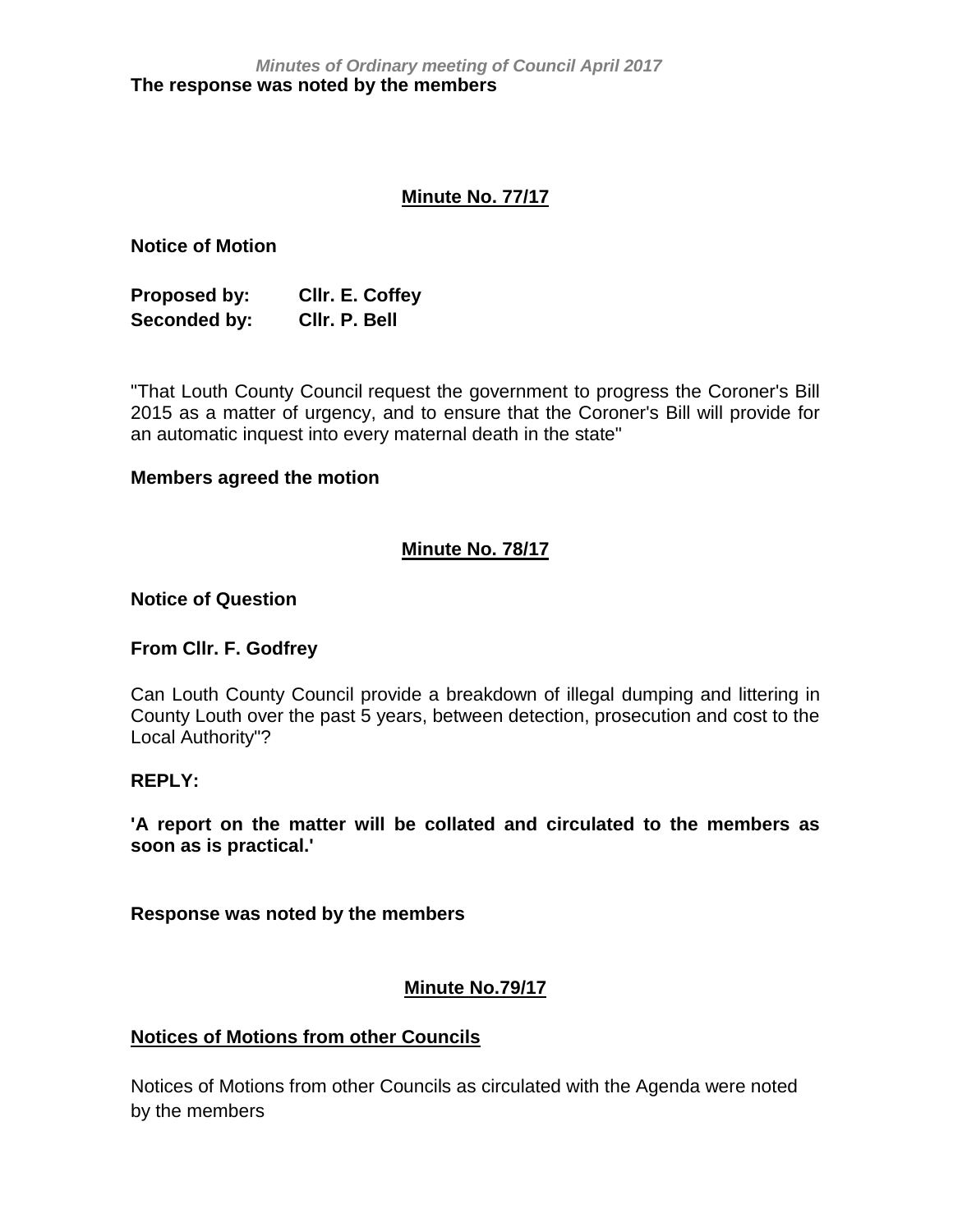**The response was noted by the members**

## Minute No. 77/17

**Notice of Motion**

**Proposed by:** **Cllr. E. Coffey**
**Seconded by:** **Cllr. P. Bell**

"That Louth County Council request the government to progress the Coroner's Bill 2015 as a matter of urgency, and to ensure that the Coroner's Bill will provide for an automatic inquest into every maternal death in the state"

**Members agreed the motion**

## Minute No. 78/17

**Notice of Question**

**From Cllr. F. Godfrey**

Can Louth County Council provide a breakdown of illegal dumping and littering in County Louth over the past 5 years, between detection, prosecution and cost to the Local Authority"?

**REPLY:**

**'A report on the matter will be collated and circulated to the members as soon as is practical.'**

**Response was noted by the members**

## Minute No.79/17

**Notices of Motions from other Councils**

Notices of Motions from other Councils as circulated with the Agenda were noted by the members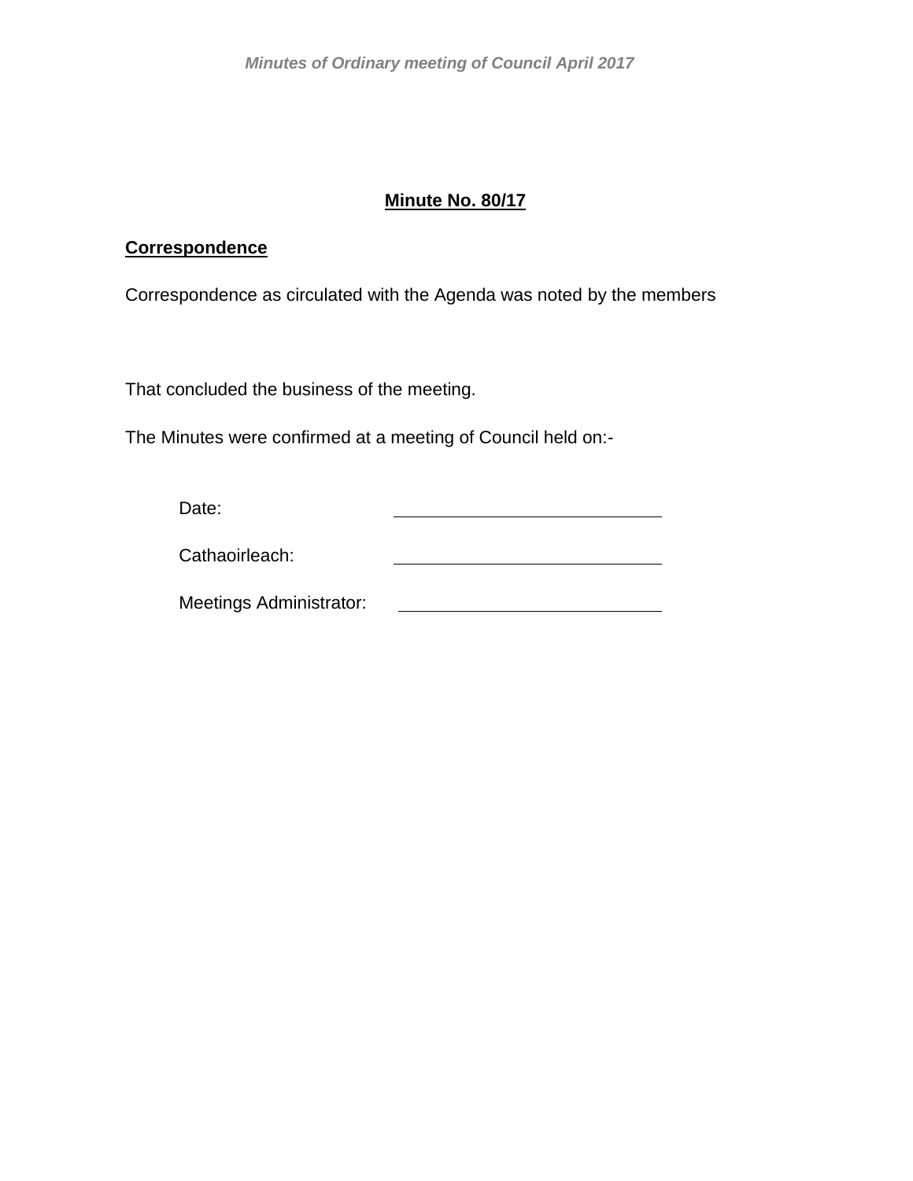**Minute No. 80/17**

**Correspondence**

Correspondence as circulated with the Agenda was noted by the members

That concluded the business of the meeting.

The Minutes were confirmed at a meeting of Council held on:-

Date: \_\_\_\_\_\_\_\_\_\_\_\_\_\_\_\_\_\_\_\_\_\_\_\_\_\_\_\_

Cathaoirleach: \_\_\_\_\_\_\_\_\_\_\_\_\_\_\_\_\_\_\_\_\_\_\_\_\_\_\_\_

Meetings Administrator: \_\_\_\_\_\_\_\_\_\_\_\_\_\_\_\_\_\_\_\_\_\_\_\_\_\_\_\_